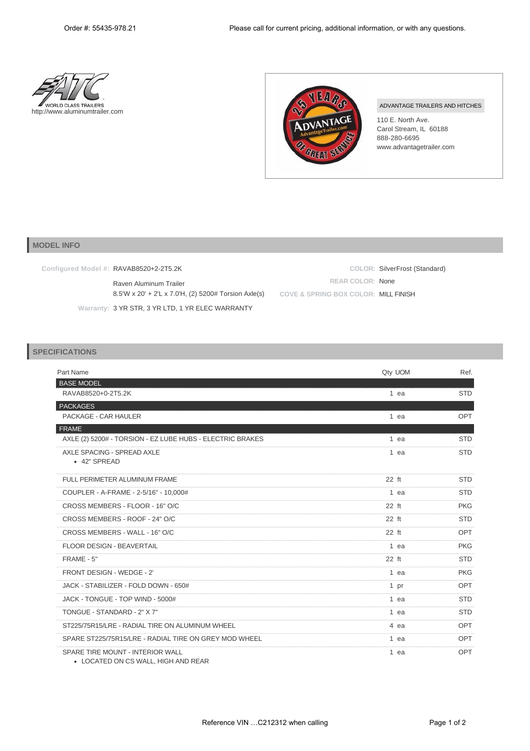Order #: 55435-978.21

Please call for current pricing, additional information, or with any questions.

WORLD CLASS TRAILERS
http://www.aluminumtrailer.com

ADVANTAGE TRAILERS AND HITCHES
110 E. North Ave.
Carol Stream, IL 60188
888-280-6695
www.advantagetrailer.com

## MODEL INFO

**Configured Model #:** RAVAB8520+2-2T5.2K
Raven Aluminum Trailer
8.5'W x 20' + 2'L x 7.0'H, (2) 5200# Torsion Axle(s)

**Warranty:** 3 YR STR, 3 YR LTD, 1 YR ELEC WARRANTY

**COLOR:** SilverFrost (Standard)
**REAR COLOR:** None
**COVE & SPRING BOX COLOR:** MILL FINISH

## SPECIFICATIONS

| Part Name | Qty | UOM | Ref. |
|---|---|---|---|
| **BASE MODEL** | | | |
| RAVAB8520+0-2T5.2K | 1 | ea | STD |
| **PACKAGES** | | | |
| PACKAGE - CAR HAULER | 1 | ea | OPT |
| **FRAME** | | | |
| AXLE (2) 5200# - TORSION - EZ LUBE HUBS - ELECTRIC BRAKES | 1 | ea | STD |
| AXLE SPACING - SPREAD AXLE<br>• 42" SPREAD | 1 | ea | STD |
| FULL PERIMETER ALUMINUM FRAME | 22 | ft | STD |
| COUPLER - A-FRAME - 2-5/16" - 10,000# | 1 | ea | STD |
| CROSS MEMBERS - FLOOR - 16" O/C | 22 | ft | PKG |
| CROSS MEMBERS - ROOF - 24" O/C | 22 | ft | STD |
| CROSS MEMBERS - WALL - 16" O/C | 22 | ft | OPT |
| FLOOR DESIGN - BEAVERTAIL | 1 | ea | PKG |
| FRAME - 5" | 22 | ft | STD |
| FRONT DESIGN - WEDGE - 2' | 1 | ea | PKG |
| JACK - STABILIZER - FOLD DOWN - 650# | 1 | pr | OPT |
| JACK - TONGUE - TOP WIND - 5000# | 1 | ea | STD |
| TONGUE - STANDARD - 2" X 7" | 1 | ea | STD |
| ST225/75R15/LRE - RADIAL TIRE ON ALUMINUM WHEEL | 4 | ea | OPT |
| SPARE ST225/75R15/LRE - RADIAL TIRE ON GREY MOD WHEEL | 1 | ea | OPT |
| SPARE TIRE MOUNT - INTERIOR WALL<br>• LOCATED ON CS WALL, HIGH AND REAR | 1 | ea | OPT |

Reference VIN …C212312 when calling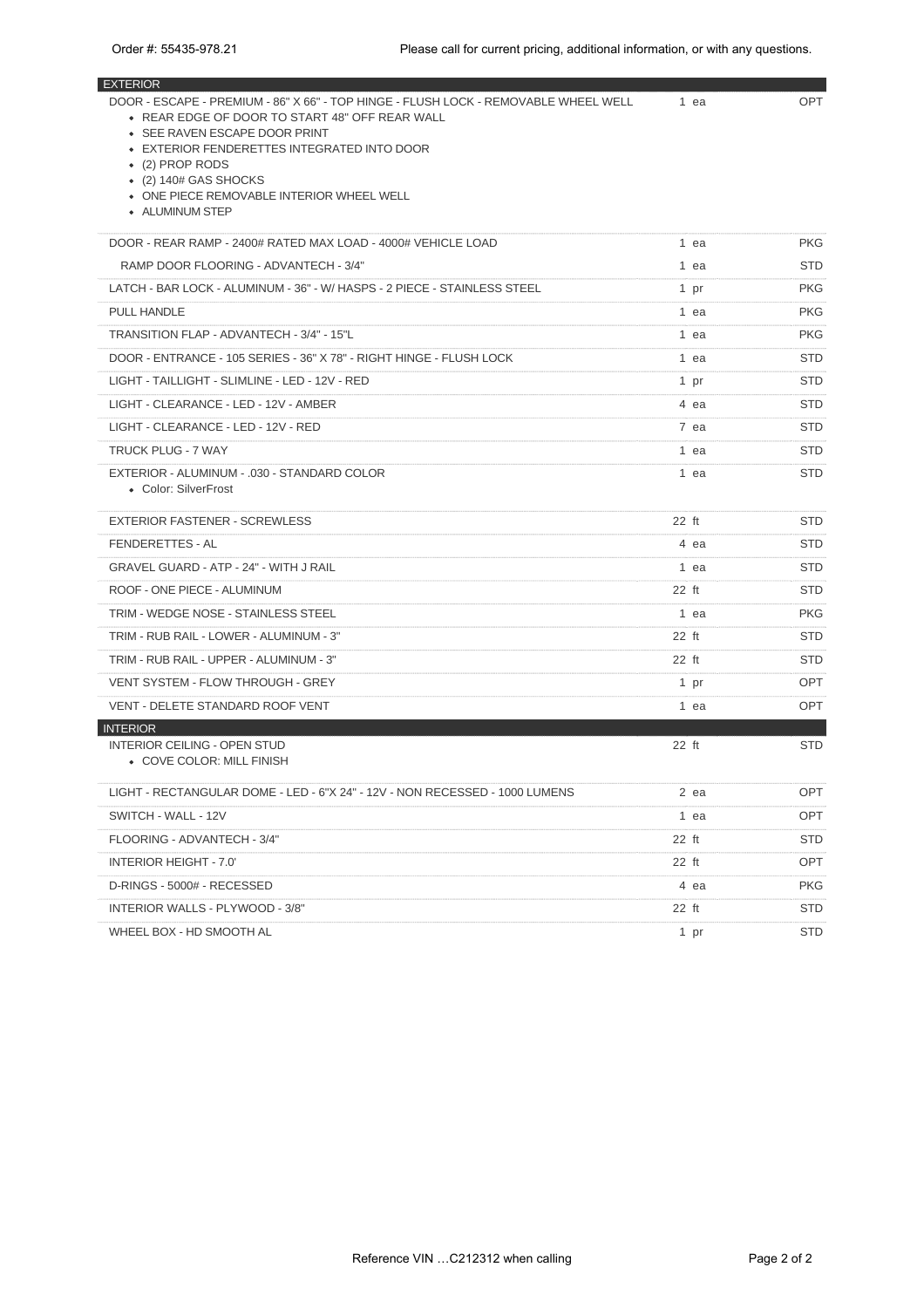Order #: 55435-978.21 Please call for current pricing, additional information, or with any questions.

## EXTERIOR

| | | |
|---|---|---|
| DOOR - ESCAPE - PREMIUM - 86" X 66" - TOP HINGE - FLUSH LOCK - REMOVABLE WHEEL WELL<br>• REAR EDGE OF DOOR TO START 48" OFF REAR WALL<br>• SEE RAVEN ESCAPE DOOR PRINT<br>• EXTERIOR FENDERETTES INTEGRATED INTO DOOR<br>• (2) PROP RODS<br>• (2) 140# GAS SHOCKS<br>• ONE PIECE REMOVABLE INTERIOR WHEEL WELL<br>• ALUMINUM STEP | 1 ea | OPT |
| DOOR - REAR RAMP - 2400# RATED MAX LOAD - 4000# VEHICLE LOAD | 1 ea | PKG |
| RAMP DOOR FLOORING - ADVANTECH - 3/4" | 1 ea | STD |
| LATCH - BAR LOCK - ALUMINUM - 36" - W/ HASPS - 2 PIECE - STAINLESS STEEL | 1 pr | PKG |
| PULL HANDLE | 1 ea | PKG |
| TRANSITION FLAP - ADVANTECH - 3/4" - 15"L | 1 ea | PKG |
| DOOR - ENTRANCE - 105 SERIES - 36" X 78" - RIGHT HINGE - FLUSH LOCK | 1 ea | STD |
| LIGHT - TAILLIGHT - SLIMLINE - LED - 12V - RED | 1 pr | STD |
| LIGHT - CLEARANCE - LED - 12V - AMBER | 4 ea | STD |
| LIGHT - CLEARANCE - LED - 12V - RED | 7 ea | STD |
| TRUCK PLUG - 7 WAY | 1 ea | STD |
| EXTERIOR - ALUMINUM - .030 - STANDARD COLOR<br>• Color: SilverFrost | 1 ea | STD |
| EXTERIOR FASTENER - SCREWLESS | 22 ft | STD |
| FENDERETTES - AL | 4 ea | STD |
| GRAVEL GUARD - ATP - 24" - WITH J RAIL | 1 ea | STD |
| ROOF - ONE PIECE - ALUMINUM | 22 ft | STD |
| TRIM - WEDGE NOSE - STAINLESS STEEL | 1 ea | PKG |
| TRIM - RUB RAIL - LOWER - ALUMINUM - 3" | 22 ft | STD |
| TRIM - RUB RAIL - UPPER - ALUMINUM - 3" | 22 ft | STD |
| VENT SYSTEM - FLOW THROUGH - GREY | 1 pr | OPT |
| VENT - DELETE STANDARD ROOF VENT | 1 ea | OPT |

## INTERIOR

| | | |
|---|---|---|
| INTERIOR CEILING - OPEN STUD<br>• COVE COLOR: MILL FINISH | 22 ft | STD |
| LIGHT - RECTANGULAR DOME - LED - 6"X 24" - 12V - NON RECESSED - 1000 LUMENS | 2 ea | OPT |
| SWITCH - WALL - 12V | 1 ea | OPT |
| FLOORING - ADVANTECH - 3/4" | 22 ft | STD |
| INTERIOR HEIGHT - 7.0' | 22 ft | OPT |
| D-RINGS - 5000# - RECESSED | 4 ea | PKG |
| INTERIOR WALLS - PLYWOOD - 3/8" | 22 ft | STD |
| WHEEL BOX - HD SMOOTH AL | 1 pr | STD |

Reference VIN …C212312 when calling